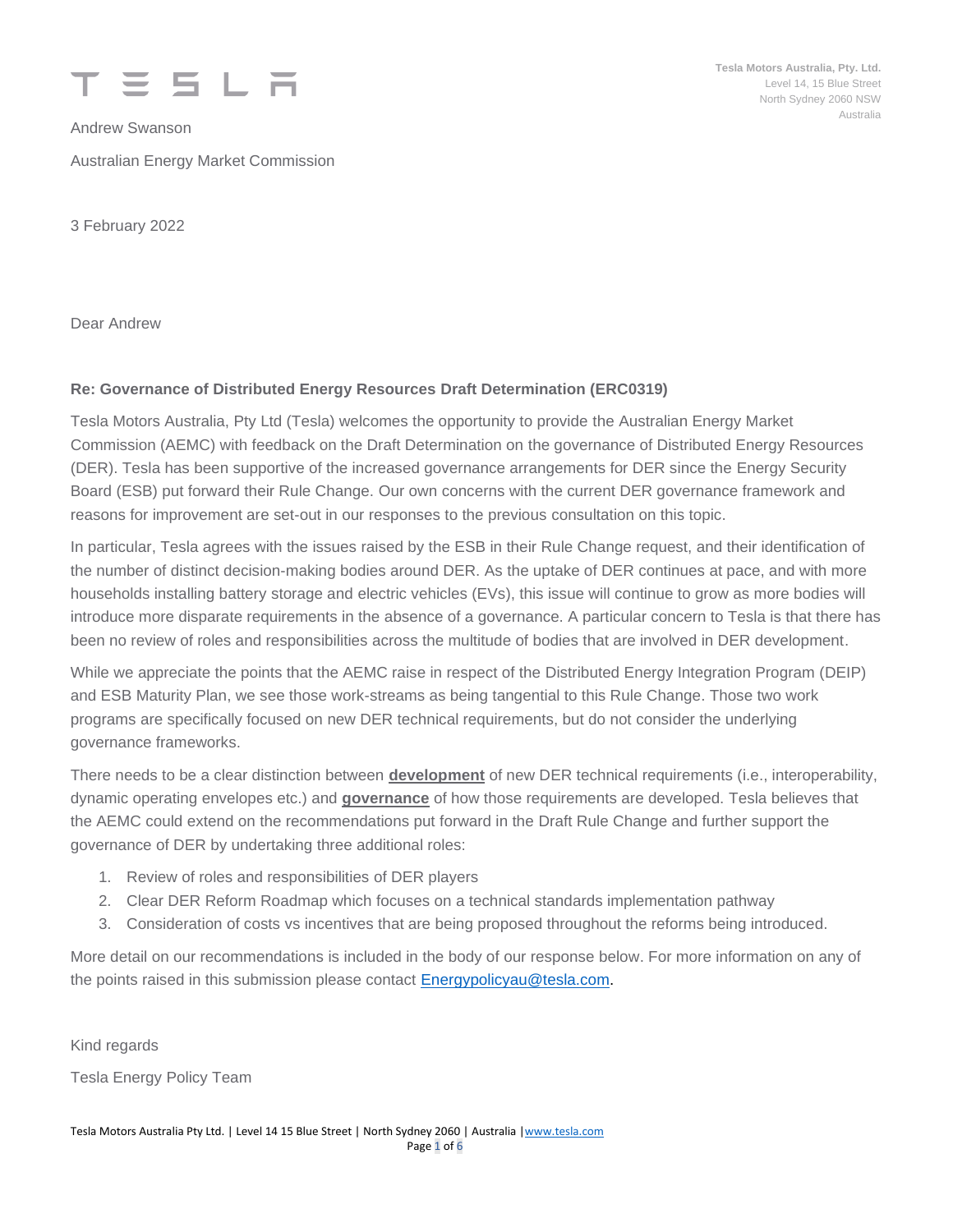TESLA

**Tesla Motors Australia, Pty. Ltd.**
Level 14, 15 Blue Street
North Sydney 2060 NSW
Australia

Andrew Swanson

Australian Energy Market Commission

3 February 2022

Dear Andrew

**Re: Governance of Distributed Energy Resources Draft Determination (ERC0319)**

Tesla Motors Australia, Pty Ltd (Tesla) welcomes the opportunity to provide the Australian Energy Market Commission (AEMC) with feedback on the Draft Determination on the governance of Distributed Energy Resources (DER). Tesla has been supportive of the increased governance arrangements for DER since the Energy Security Board (ESB) put forward their Rule Change. Our own concerns with the current DER governance framework and reasons for improvement are set-out in our responses to the previous consultation on this topic.

In particular, Tesla agrees with the issues raised by the ESB in their Rule Change request, and their identification of the number of distinct decision-making bodies around DER. As the uptake of DER continues at pace, and with more households installing battery storage and electric vehicles (EVs), this issue will continue to grow as more bodies will introduce more disparate requirements in the absence of a governance. A particular concern to Tesla is that there has been no review of roles and responsibilities across the multitude of bodies that are involved in DER development.

While we appreciate the points that the AEMC raise in respect of the Distributed Energy Integration Program (DEIP) and ESB Maturity Plan, we see those work-streams as being tangential to this Rule Change. Those two work programs are specifically focused on new DER technical requirements, but do not consider the underlying governance frameworks.

There needs to be a clear distinction between **development** of new DER technical requirements (i.e., interoperability, dynamic operating envelopes etc.) and **governance** of how those requirements are developed. Tesla believes that the AEMC could extend on the recommendations put forward in the Draft Rule Change and further support the governance of DER by undertaking three additional roles:

1. Review of roles and responsibilities of DER players
2. Clear DER Reform Roadmap which focuses on a technical standards implementation pathway
3. Consideration of costs vs incentives that are being proposed throughout the reforms being introduced.

More detail on our recommendations is included in the body of our response below. For more information on any of the points raised in this submission please contact Energypolicyau@tesla.com.

Kind regards

Tesla Energy Policy Team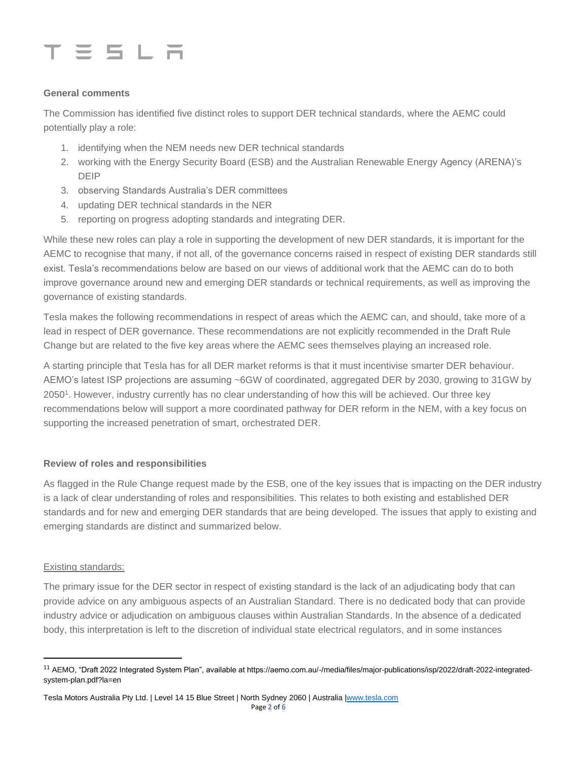### General comments

The Commission has identified five distinct roles to support DER technical standards, where the AEMC could potentially play a role:

1. identifying when the NEM needs new DER technical standards
2. working with the Energy Security Board (ESB) and the Australian Renewable Energy Agency (ARENA)'s DEIP
3. observing Standards Australia's DER committees
4. updating DER technical standards in the NER
5. reporting on progress adopting standards and integrating DER.

While these new roles can play a role in supporting the development of new DER standards, it is important for the AEMC to recognise that many, if not all, of the governance concerns raised in respect of existing DER standards still exist. Tesla's recommendations below are based on our views of additional work that the AEMC can do to both improve governance around new and emerging DER standards or technical requirements, as well as improving the governance of existing standards.

Tesla makes the following recommendations in respect of areas which the AEMC can, and should, take more of a lead in respect of DER governance. These recommendations are not explicitly recommended in the Draft Rule Change but are related to the five key areas where the AEMC sees themselves playing an increased role.

A starting principle that Tesla has for all DER market reforms is that it must incentivise smarter DER behaviour. AEMO's latest ISP projections are assuming ~6GW of coordinated, aggregated DER by 2030, growing to 31GW by 2050[1]. However, industry currently has no clear understanding of how this will be achieved. Our three key recommendations below will support a more coordinated pathway for DER reform in the NEM, with a key focus on supporting the increased penetration of smart, orchestrated DER.

### Review of roles and responsibilities

As flagged in the Rule Change request made by the ESB, one of the key issues that is impacting on the DER industry is a lack of clear understanding of roles and responsibilities. This relates to both existing and established DER standards and for new and emerging DER standards that are being developed. The issues that apply to existing and emerging standards are distinct and summarized below.

Existing standards:

The primary issue for the DER sector in respect of existing standard is the lack of an adjudicating body that can provide advice on any ambiguous aspects of an Australian Standard. There is no dedicated body that can provide industry advice or adjudication on ambiguous clauses within Australian Standards. In the absence of a dedicated body, this interpretation is left to the discretion of individual state electrical regulators, and in some instances

---

[11] AEMO, "Draft 2022 Integrated System Plan", available at https://aemo.com.au/-/media/files/major-publications/isp/2022/draft-2022-integrated-system-plan.pdf?la=en

Tesla Motors Australia Pty Ltd. | Level 14 15 Blue Street | North Sydney 2060 | Australia | www.tesla.com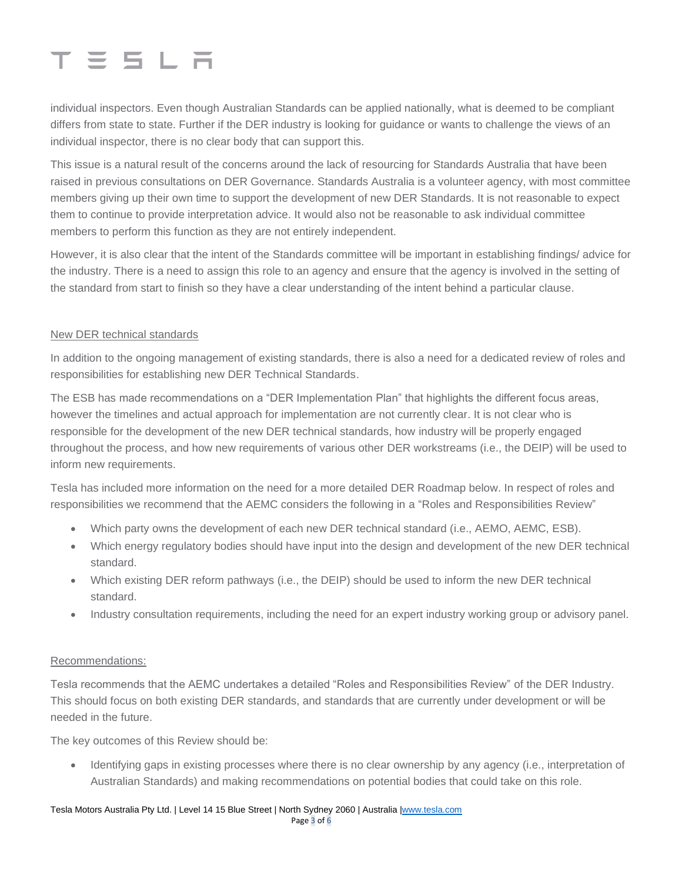individual inspectors. Even though Australian Standards can be applied nationally, what is deemed to be compliant differs from state to state. Further if the DER industry is looking for guidance or wants to challenge the views of an individual inspector, there is no clear body that can support this.

This issue is a natural result of the concerns around the lack of resourcing for Standards Australia that have been raised in previous consultations on DER Governance. Standards Australia is a volunteer agency, with most committee members giving up their own time to support the development of new DER Standards. It is not reasonable to expect them to continue to provide interpretation advice. It would also not be reasonable to ask individual committee members to perform this function as they are not entirely independent.

However, it is also clear that the intent of the Standards committee will be important in establishing findings/ advice for the industry. There is a need to assign this role to an agency and ensure that the agency is involved in the setting of the standard from start to finish so they have a clear understanding of the intent behind a particular clause.

## New DER technical standards

In addition to the ongoing management of existing standards, there is also a need for a dedicated review of roles and responsibilities for establishing new DER Technical Standards.

The ESB has made recommendations on a "DER Implementation Plan" that highlights the different focus areas, however the timelines and actual approach for implementation are not currently clear. It is not clear who is responsible for the development of the new DER technical standards, how industry will be properly engaged throughout the process, and how new requirements of various other DER workstreams (i.e., the DEIP) will be used to inform new requirements.

Tesla has included more information on the need for a more detailed DER Roadmap below. In respect of roles and responsibilities we recommend that the AEMC considers the following in a "Roles and Responsibilities Review"

- Which party owns the development of each new DER technical standard (i.e., AEMO, AEMC, ESB).
- Which energy regulatory bodies should have input into the design and development of the new DER technical standard.
- Which existing DER reform pathways (i.e., the DEIP) should be used to inform the new DER technical standard.
- Industry consultation requirements, including the need for an expert industry working group or advisory panel.

## Recommendations:

Tesla recommends that the AEMC undertakes a detailed "Roles and Responsibilities Review" of the DER Industry. This should focus on both existing DER standards, and standards that are currently under development or will be needed in the future.

The key outcomes of this Review should be:

- Identifying gaps in existing processes where there is no clear ownership by any agency (i.e., interpretation of Australian Standards) and making recommendations on potential bodies that could take on this role.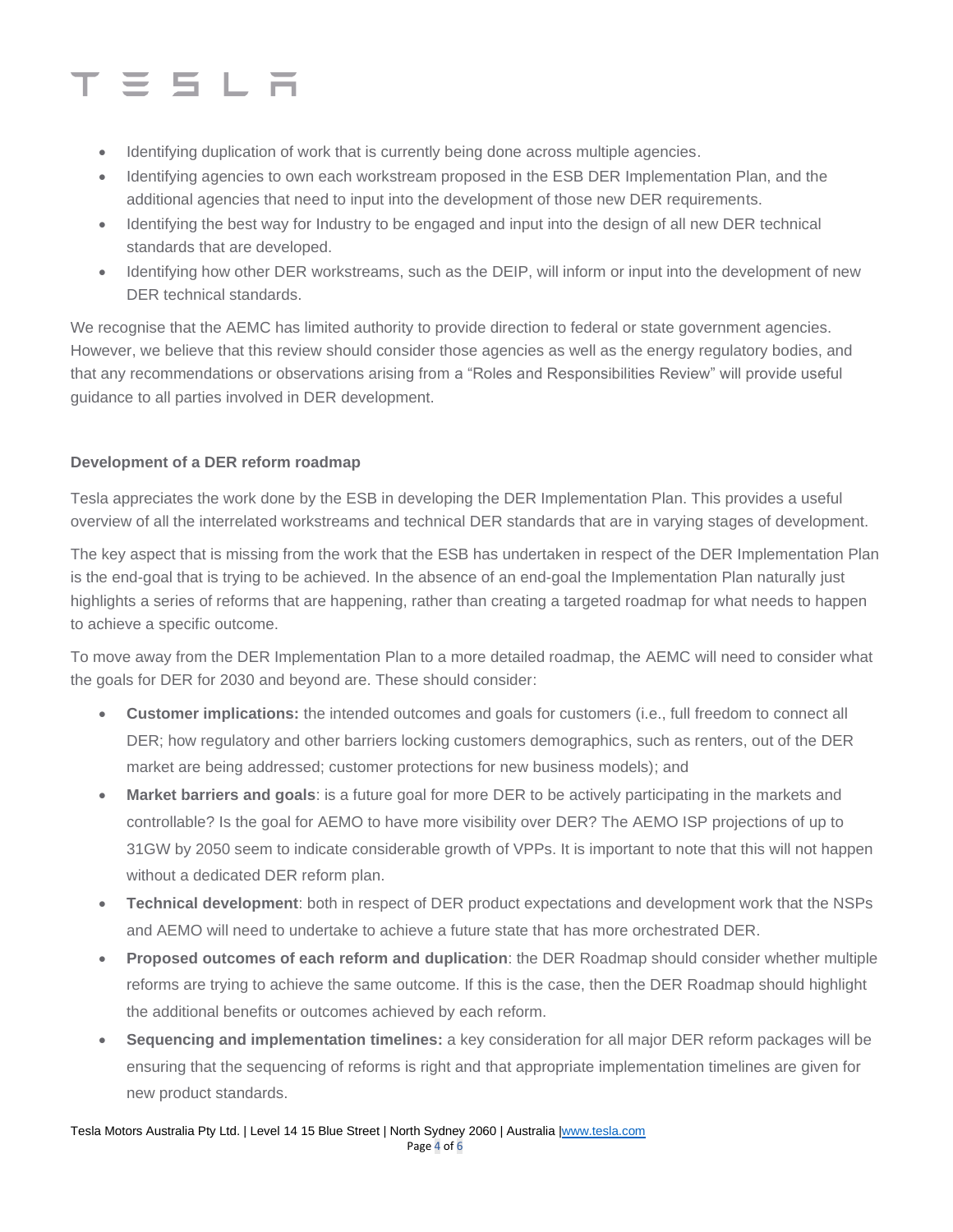- Identifying duplication of work that is currently being done across multiple agencies.
- Identifying agencies to own each workstream proposed in the ESB DER Implementation Plan, and the additional agencies that need to input into the development of those new DER requirements.
- Identifying the best way for Industry to be engaged and input into the design of all new DER technical standards that are developed.
- Identifying how other DER workstreams, such as the DEIP, will inform or input into the development of new DER technical standards.

We recognise that the AEMC has limited authority to provide direction to federal or state government agencies. However, we believe that this review should consider those agencies as well as the energy regulatory bodies, and that any recommendations or observations arising from a "Roles and Responsibilities Review" will provide useful guidance to all parties involved in DER development.

**Development of a DER reform roadmap**

Tesla appreciates the work done by the ESB in developing the DER Implementation Plan. This provides a useful overview of all the interrelated workstreams and technical DER standards that are in varying stages of development.

The key aspect that is missing from the work that the ESB has undertaken in respect of the DER Implementation Plan is the end-goal that is trying to be achieved. In the absence of an end-goal the Implementation Plan naturally just highlights a series of reforms that are happening, rather than creating a targeted roadmap for what needs to happen to achieve a specific outcome.

To move away from the DER Implementation Plan to a more detailed roadmap, the AEMC will need to consider what the goals for DER for 2030 and beyond are. These should consider:

- **Customer implications:** the intended outcomes and goals for customers (i.e., full freedom to connect all DER; how regulatory and other barriers locking customers demographics, such as renters, out of the DER market are being addressed; customer protections for new business models); and
- **Market barriers and goals**: is a future goal for more DER to be actively participating in the markets and controllable? Is the goal for AEMO to have more visibility over DER? The AEMO ISP projections of up to 31GW by 2050 seem to indicate considerable growth of VPPs. It is important to note that this will not happen without a dedicated DER reform plan.
- **Technical development**: both in respect of DER product expectations and development work that the NSPs and AEMO will need to undertake to achieve a future state that has more orchestrated DER.
- **Proposed outcomes of each reform and duplication**: the DER Roadmap should consider whether multiple reforms are trying to achieve the same outcome. If this is the case, then the DER Roadmap should highlight the additional benefits or outcomes achieved by each reform.
- **Sequencing and implementation timelines:** a key consideration for all major DER reform packages will be ensuring that the sequencing of reforms is right and that appropriate implementation timelines are given for new product standards.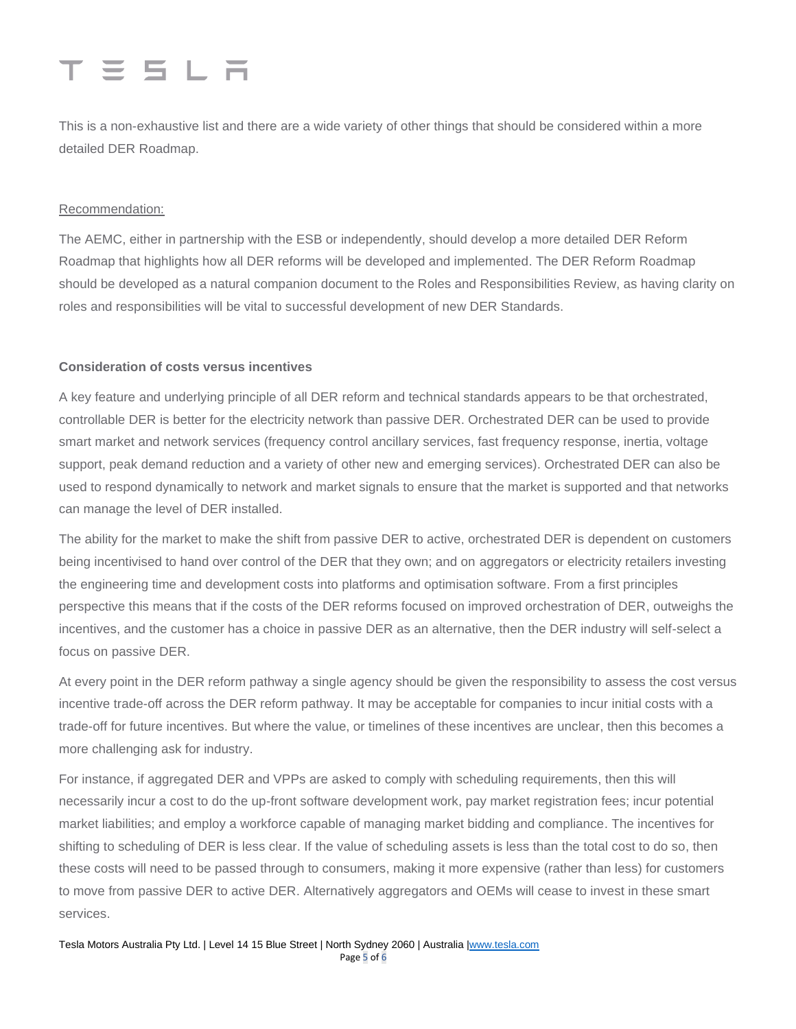This is a non-exhaustive list and there are a wide variety of other things that should be considered within a more detailed DER Roadmap.

Recommendation:

The AEMC, either in partnership with the ESB or independently, should develop a more detailed DER Reform Roadmap that highlights how all DER reforms will be developed and implemented. The DER Reform Roadmap should be developed as a natural companion document to the Roles and Responsibilities Review, as having clarity on roles and responsibilities will be vital to successful development of new DER Standards.

**Consideration of costs versus incentives**

A key feature and underlying principle of all DER reform and technical standards appears to be that orchestrated, controllable DER is better for the electricity network than passive DER. Orchestrated DER can be used to provide smart market and network services (frequency control ancillary services, fast frequency response, inertia, voltage support, peak demand reduction and a variety of other new and emerging services). Orchestrated DER can also be used to respond dynamically to network and market signals to ensure that the market is supported and that networks can manage the level of DER installed.

The ability for the market to make the shift from passive DER to active, orchestrated DER is dependent on customers being incentivised to hand over control of the DER that they own; and on aggregators or electricity retailers investing the engineering time and development costs into platforms and optimisation software. From a first principles perspective this means that if the costs of the DER reforms focused on improved orchestration of DER, outweighs the incentives, and the customer has a choice in passive DER as an alternative, then the DER industry will self-select a focus on passive DER.

At every point in the DER reform pathway a single agency should be given the responsibility to assess the cost versus incentive trade-off across the DER reform pathway. It may be acceptable for companies to incur initial costs with a trade-off for future incentives. But where the value, or timelines of these incentives are unclear, then this becomes a more challenging ask for industry.

For instance, if aggregated DER and VPPs are asked to comply with scheduling requirements, then this will necessarily incur a cost to do the up-front software development work, pay market registration fees; incur potential market liabilities; and employ a workforce capable of managing market bidding and compliance. The incentives for shifting to scheduling of DER is less clear. If the value of scheduling assets is less than the total cost to do so, then these costs will need to be passed through to consumers, making it more expensive (rather than less) for customers to move from passive DER to active DER. Alternatively aggregators and OEMs will cease to invest in these smart services.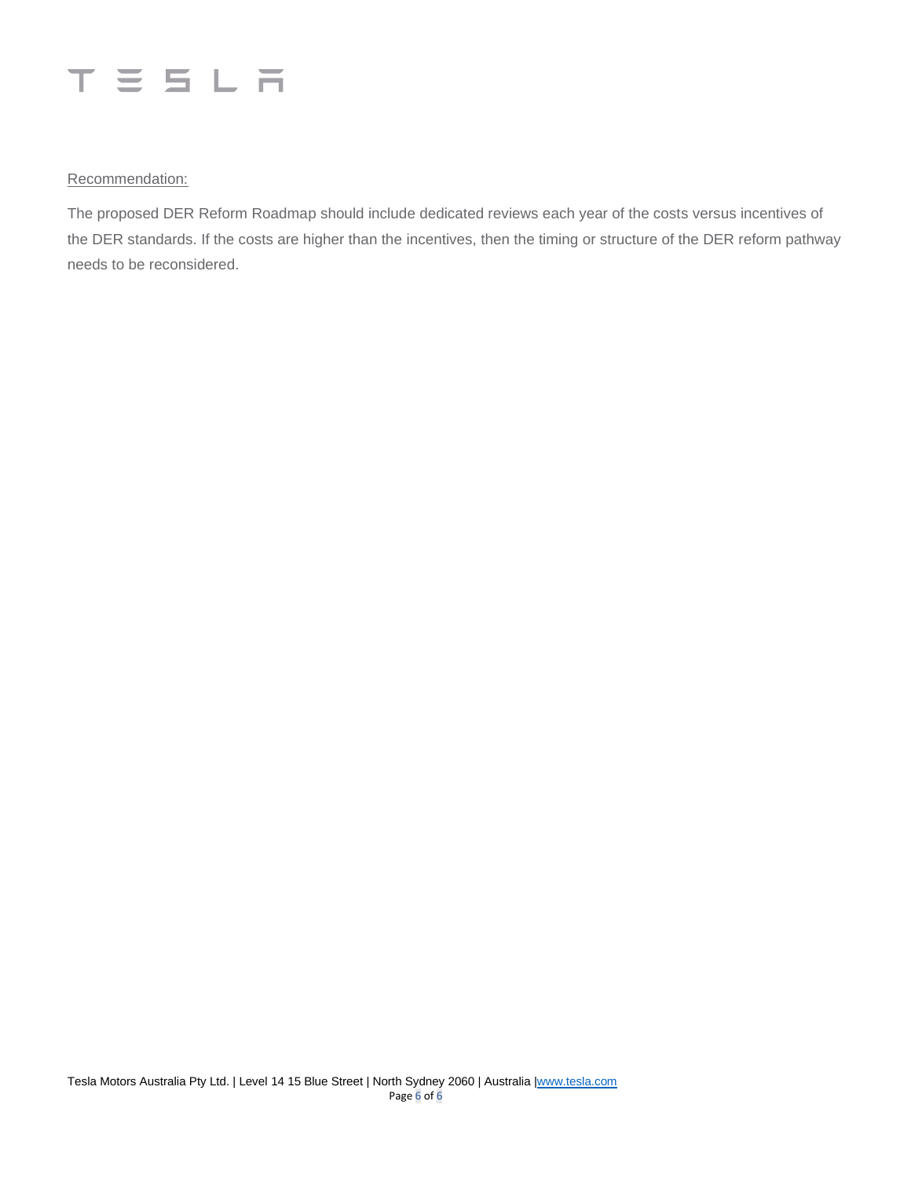Recommendation:

The proposed DER Reform Roadmap should include dedicated reviews each year of the costs versus incentives of the DER standards. If the costs are higher than the incentives, then the timing or structure of the DER reform pathway needs to be reconsidered.